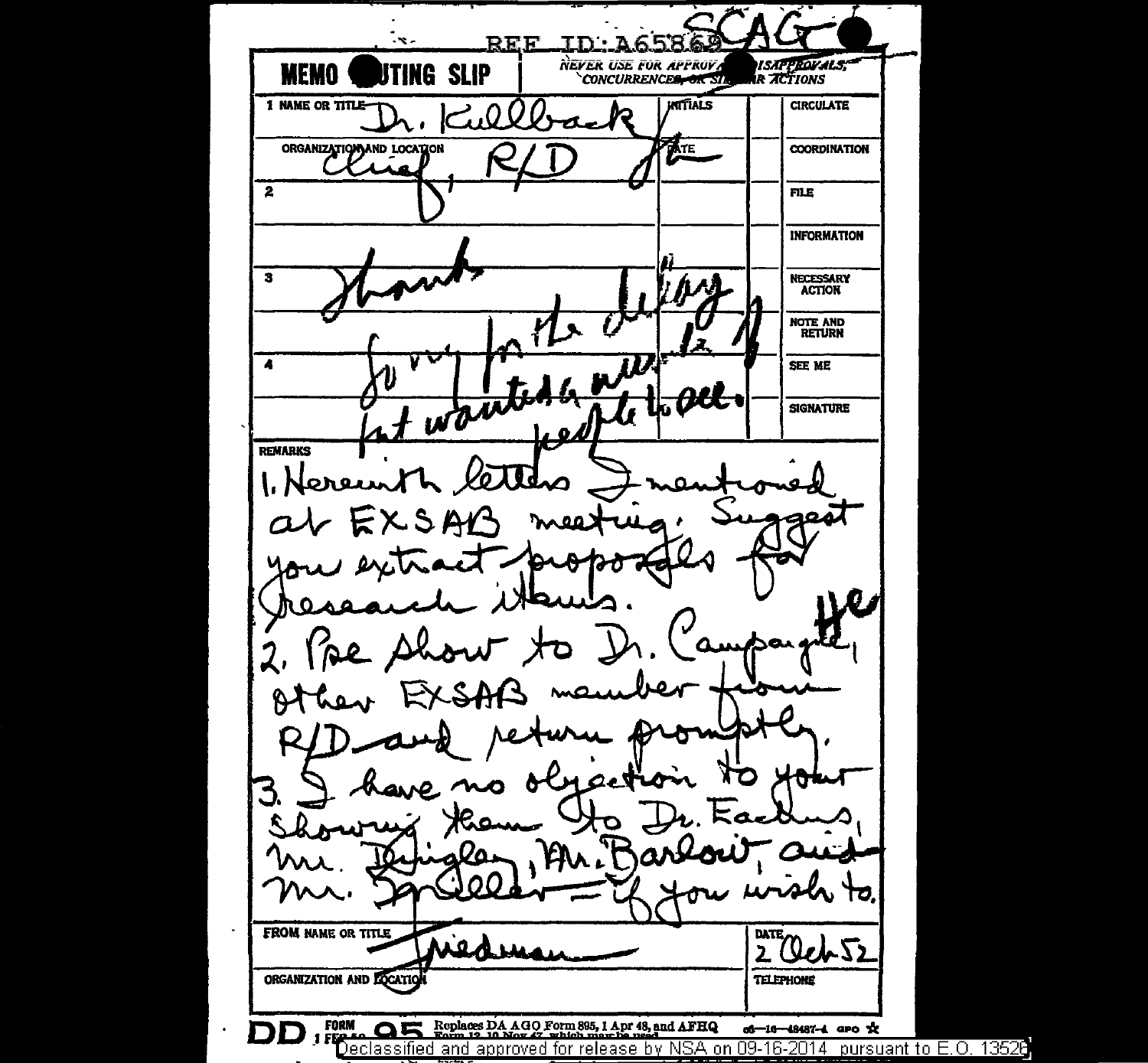REF ID:A65869

SCAG

**MEMO ROUTING SLIP** — NEVER USE FOR APPROVALS, DISAPPROVALS, CONCURRENCES, OR SIMILAR ACTIONS

| | NAME OR TITLE | INITIALS | | |
|---|---|---|---|---|
| 1 | Dr. Kullback | | | CIRCULATE |
| | ORGANIZATION AND LOCATION: Chief, R/D | DATE | | COORDINATION |
| 2 | | | | FILE |
| | | | | INFORMATION |
| 3 | | | | NECESSARY ACTION |
| | | | | NOTE AND RETURN |
| 4 | | | | SEE ME |
| | | | | SIGNATURE |

Thanks. Sorry for the delay but wanted a few people to see.

REMARKS

1. Herewith letters I mentioned at EXSAB meeting. Suggest you extract proposals for research items.
2. Pse show to Dr. Campaigne, the other EXSAB member from R/D and return promptly.
3. I have no objection to your showing them to Dr. Eachus, Mr. Dingley, Mr. Barlow, and Mr. Snider — if you wish to.

FROM NAME OR TITLE: Friedman

DATE: 2 Oct 52

ORGANIZATION AND LOCATION

TELEPHONE

DD FORM 1 FEB 50 95 Replaces DA AGO Form 895, 1 Apr 48, and AFHQ Form 12, 10 Nov 47, which may be used.

Declassified and approved for release by NSA on 09-16-2014 pursuant to E.O. 13526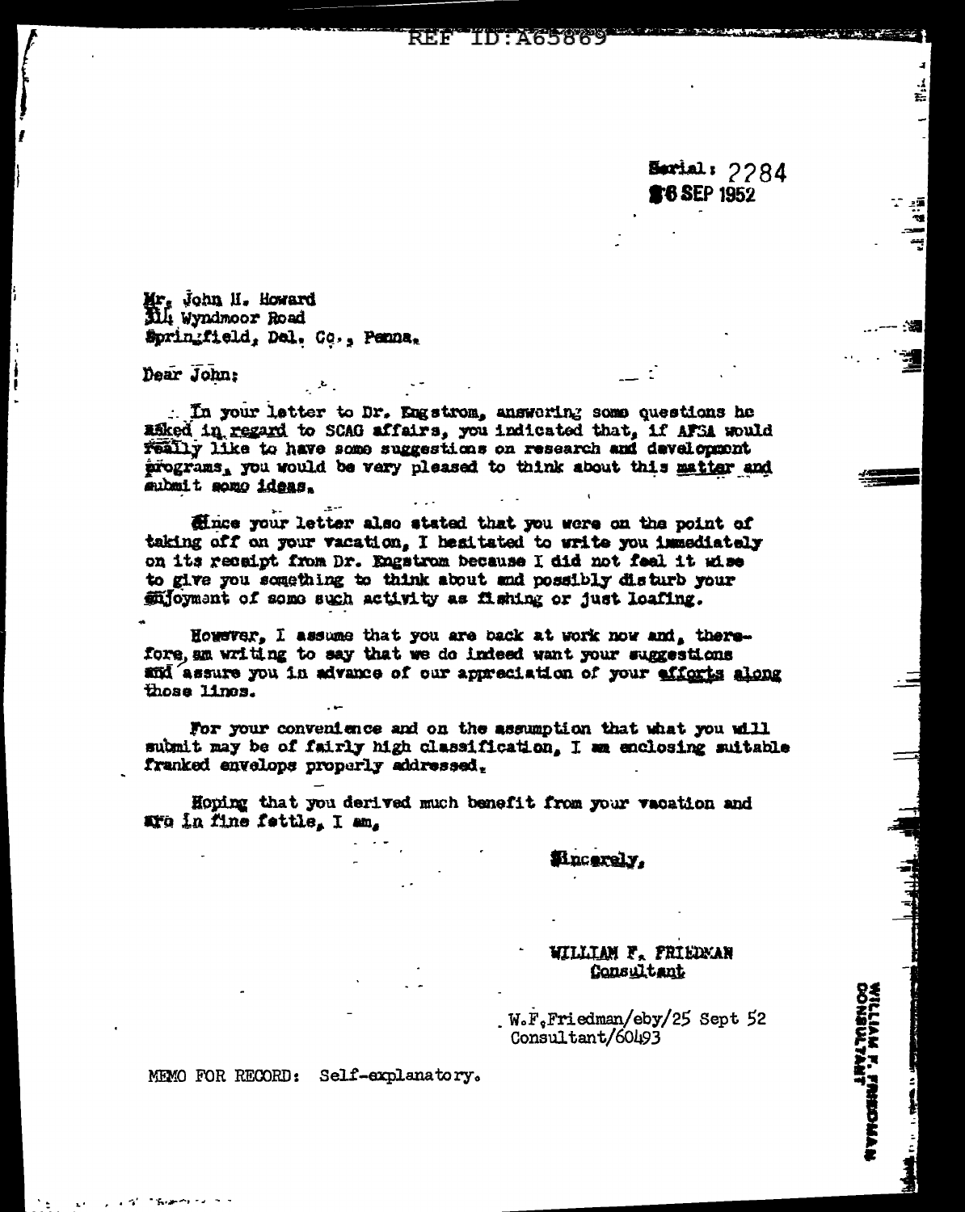REF ID:A65869

Serial: 2284
26 SEP 1952

Mr. John H. Howard
314 Wyndmoor Road
Springfield, Del. Co., Penna.

Dear John:

In your letter to Dr. Engstrom, answering some questions he asked in regard to SCAG affairs, you indicated that, if AFSA would really like to have some suggestions on research and development programs, you would be very pleased to think about this matter and submit some ideas.

Since your letter also stated that you were on the point of taking off on your vacation, I hesitated to write you immediately on its receipt from Dr. Engstrom because I did not feel it wise to give you something to think about and possibly disturb your enjoyment of some such activity as fishing or just loafing.

However, I assume that you are back at work now and, therefore, am writing to say that we do indeed want your suggestions and assure you in advance of our appreciation of your efforts along those lines.

For your convenience and on the assumption that what you will submit may be of fairly high classification, I am enclosing suitable franked envelops properly addressed.

Hoping that you derived much benefit from your vacation and are in fine fettle, I am,

Sincerely,

WILLIAM F. FRIEDMAN
Consultant

W.F.Friedman/eby/25 Sept 52
Consultant/60493

MEMO FOR RECORD: Self-explanatory.

WILLIAM F. FRIEDMAN
CONSULTANT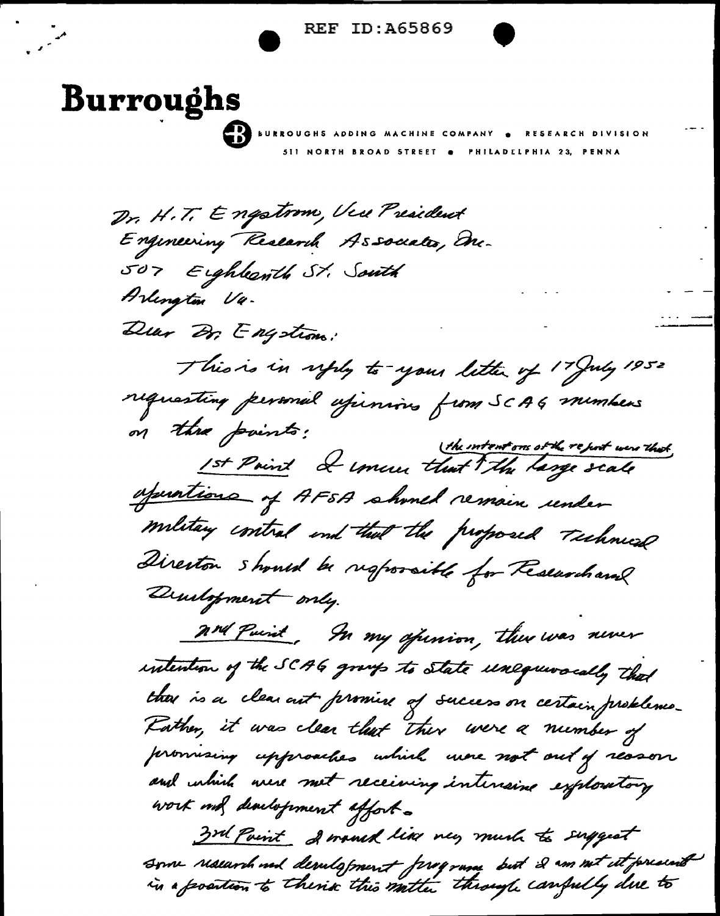REF ID:A65869

# Burroughs

BURROUGHS ADDING MACHINE COMPANY • RESEARCH DIVISION
511 NORTH BROAD STREET • PHILADELPHIA 23, PENNA

Dr. H.T. Engstrom, Vice President
Engineering Research Associates, Inc.
507 Eighteenth St. South
Arlington Va.

Dear Dr. Engstrom:

This is in reply to your letter of 17 July 1952 requesting personal opinions from SCAG members on three points:

1st Point I concur that (the intentions of the report were that) the large scale operations of AFSA should remain under military control and that the proposed Technical Director should be responsible for Research and Development only.

2nd Point In my opinion, there was never intention of the SCAG group to state unequivocally that there is a clear cut promise of success on certain problems. Rather, it was clear that there were a number of promising approaches which were not out of reason and which were not receiving intensive exploratory work and development effort.

3rd Point I would like very much to suggest some research and development programs but I am not at present in a position to think this matter through carefully due to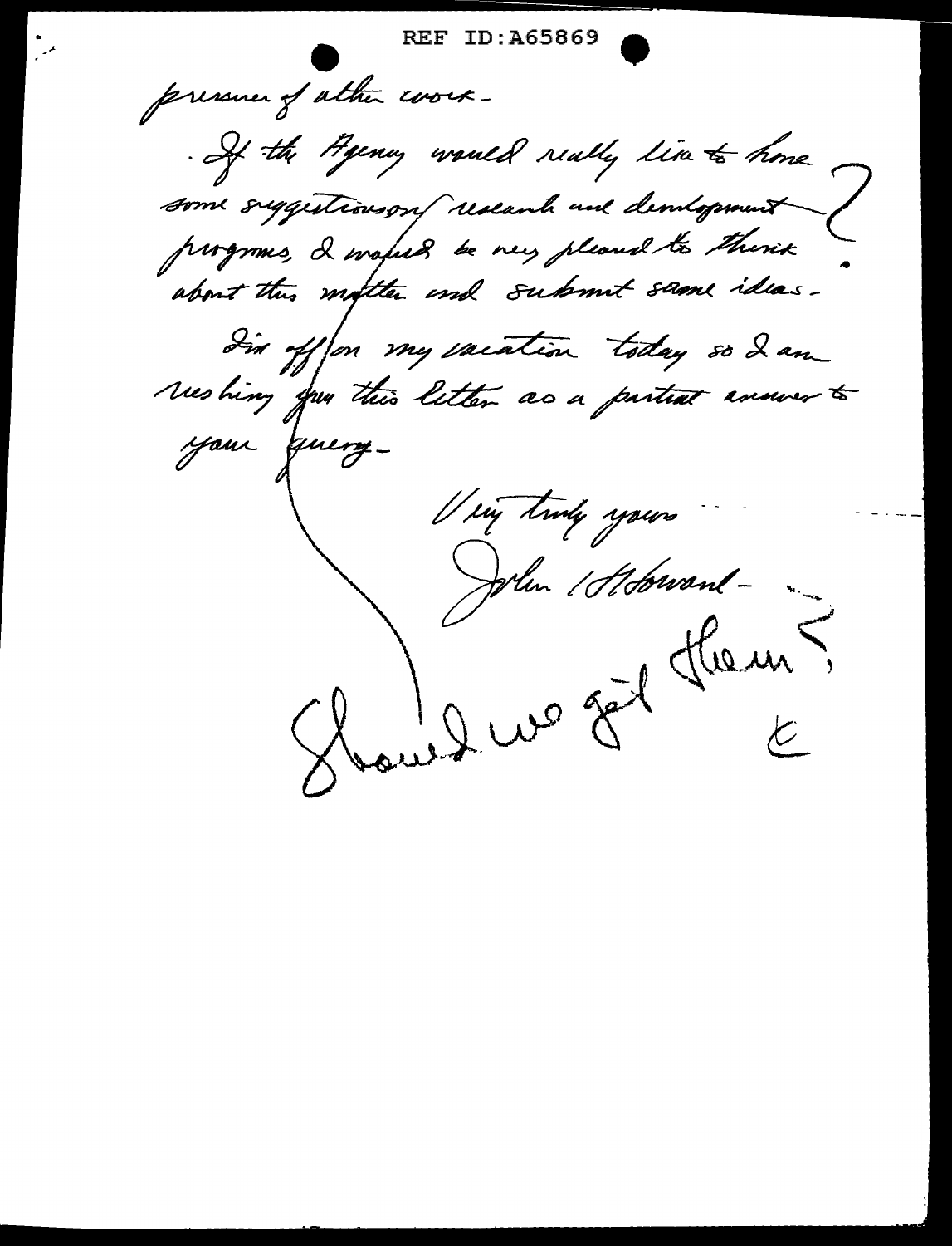pressure of other work -

If the Agency would really like to have some suggestions on research and development programs, I would be very pleased to think about this matter and submit some ideas -

I'm off on my vacation today so I am rushing you this letter as a partial answer to your query -

Very truly yours

John L Howard -

Should we get them?

E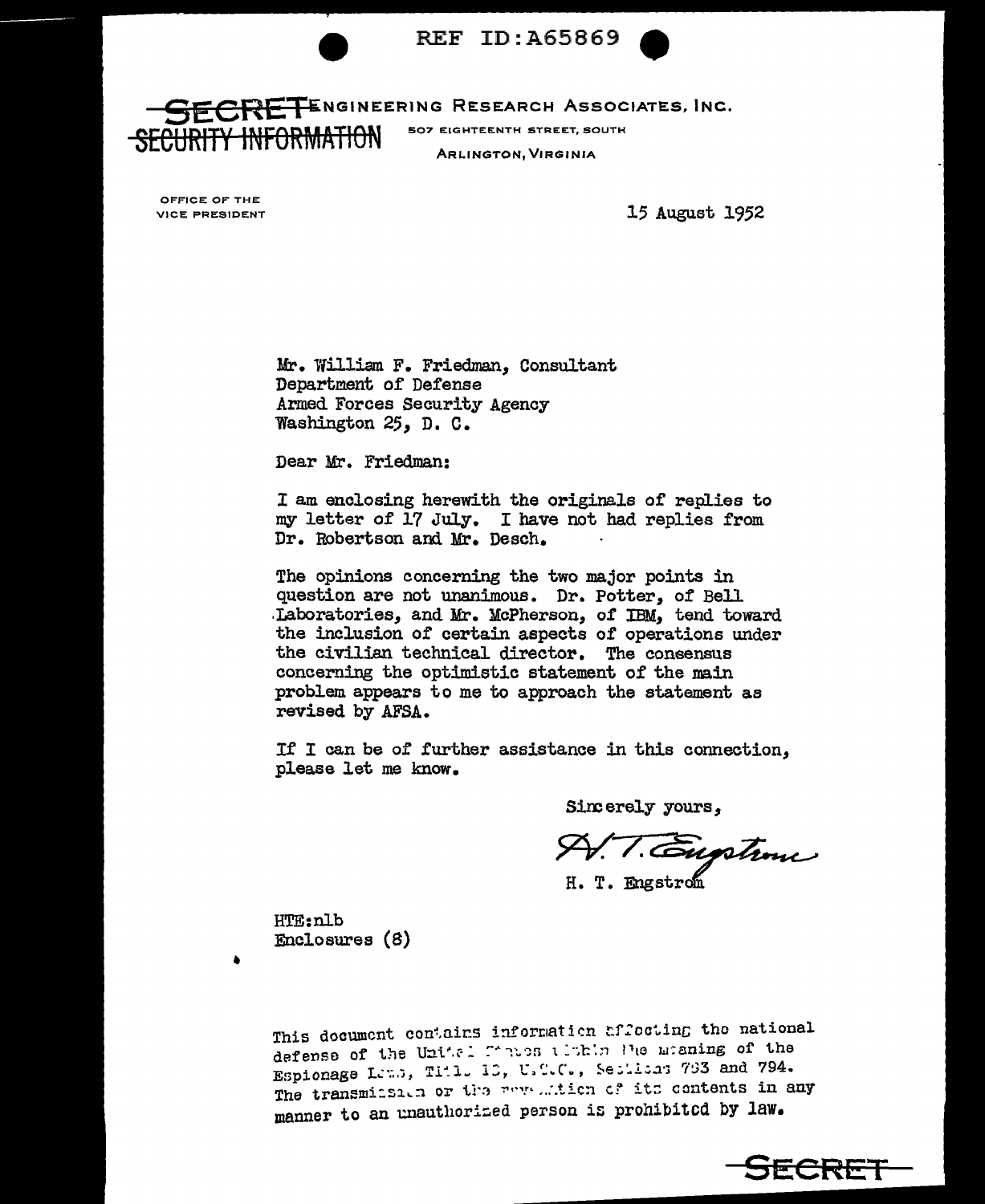REF ID:A65869

~~SECRET~~ ENGINEERING RESEARCH ASSOCIATES, INC.
~~SECURITY INFORMATION~~ 507 EIGHTEENTH STREET, SOUTH
ARLINGTON, VIRGINIA

OFFICE OF THE
VICE PRESIDENT

15 August 1952

Mr. William F. Friedman, Consultant
Department of Defense
Armed Forces Security Agency
Washington 25, D. C.

Dear Mr. Friedman:

I am enclosing herewith the originals of replies to my letter of 17 July. I have not had replies from Dr. Robertson and Mr. Desch.

The opinions concerning the two major points in question are not unanimous. Dr. Potter, of Bell Laboratories, and Mr. McPherson, of IBM, tend toward the inclusion of certain aspects of operations under the civilian technical director. The consensus concerning the optimistic statement of the main problem appears to me to approach the statement as revised by AFSA.

If I can be of further assistance in this connection, please let me know.

Sincerely yours,

H. T. Engstrom

H. T. Engstrom

HTE:nlb
Enclosures (8)

This document contains information affecting the national defense of the United States within the meaning of the Espionage Laws, Title 18, U.S.C., Sections 793 and 794. The transmission or the revelation of its contents in any manner to an unauthorized person is prohibited by law.

~~SECRET~~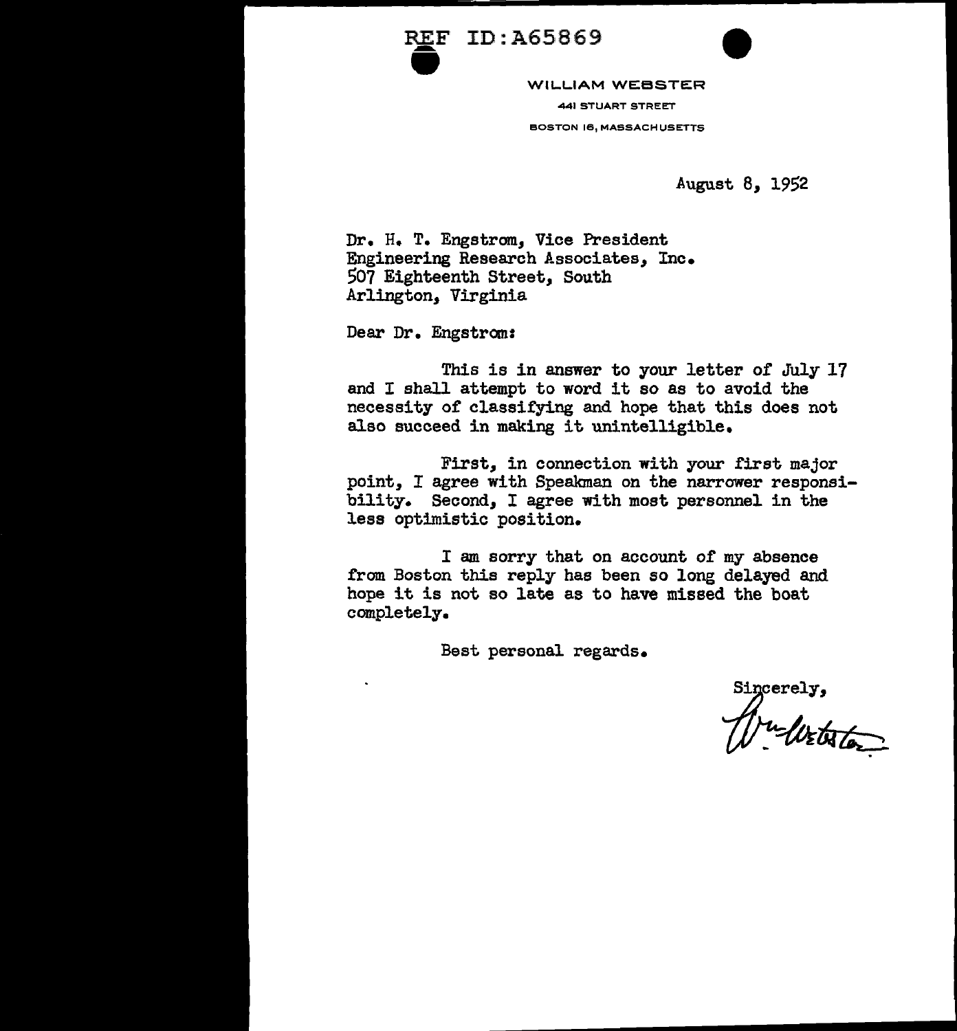REF ID:A65869

**WILLIAM WEBSTER**
441 STUART STREET
BOSTON 16, MASSACHUSETTS

August 8, 1952

Dr. H. T. Engstrom, Vice President
Engineering Research Associates, Inc.
507 Eighteenth Street, South
Arlington, Virginia

Dear Dr. Engstrom:

This is in answer to your letter of July 17 and I shall attempt to word it so as to avoid the necessity of classifying and hope that this does not also succeed in making it unintelligible.

First, in connection with your first major point, I agree with Speakman on the narrower responsibility. Second, I agree with most personnel in the less optimistic position.

I am sorry that on account of my absence from Boston this reply has been so long delayed and hope it is not so late as to have missed the boat completely.

Best personal regards.

Sincerely,

W. Webster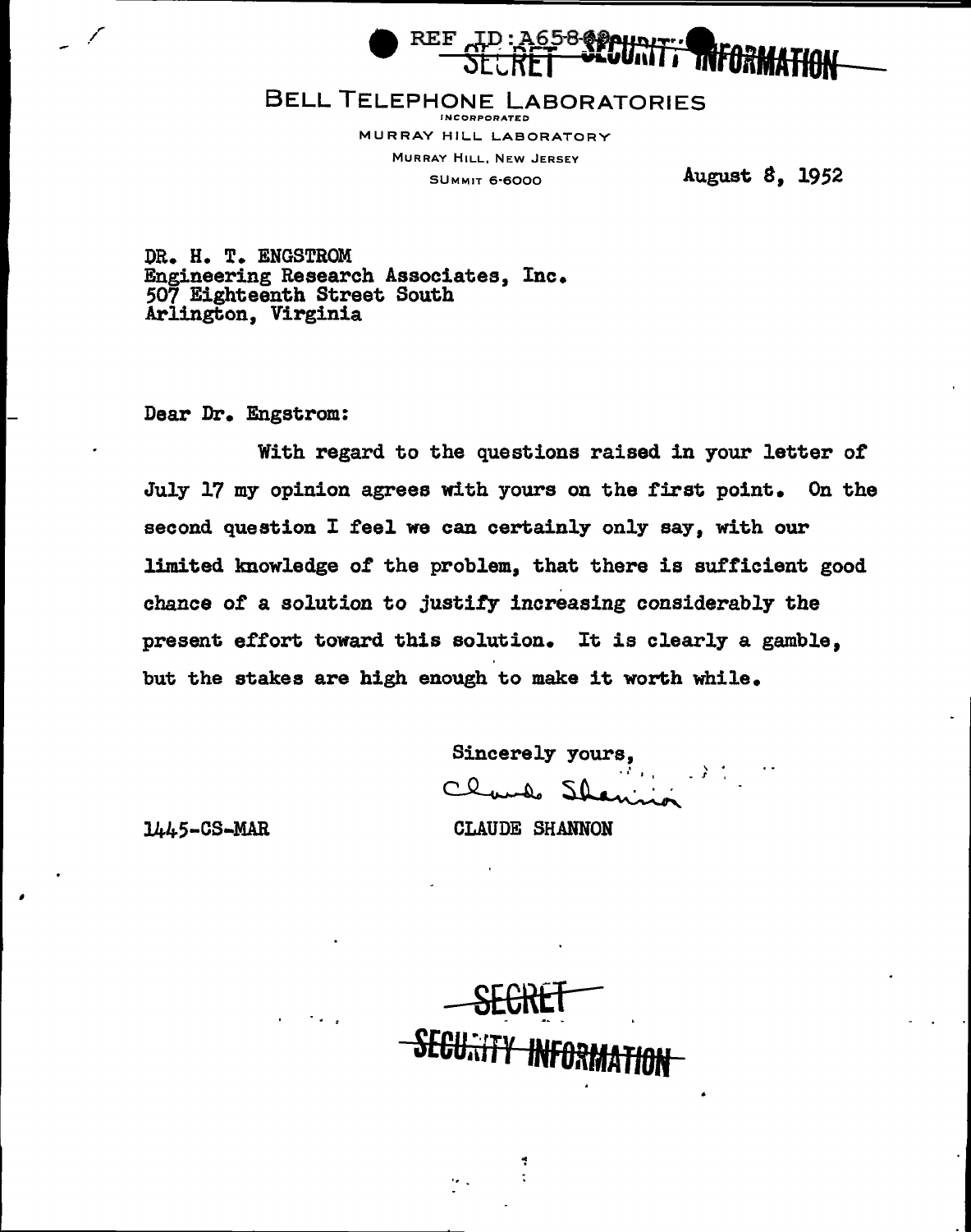REF ID:A65869 SECRET SECURITY INFORMATION

BELL TELEPHONE LABORATORIES
INCORPORATED
MURRAY HILL LABORATORY
MURRAY HILL, NEW JERSEY
SUMMIT 6-6000

August 8, 1952

DR. H. T. ENGSTROM
Engineering Research Associates, Inc.
507 Eighteenth Street South
Arlington, Virginia

Dear Dr. Engstrom:

With regard to the questions raised in your letter of July 17 my opinion agrees with yours on the first point. On the second question I feel we can certainly only say, with our limited knowledge of the problem, that there is sufficient good chance of a solution to justify increasing considerably the present effort toward this solution. It is clearly a gamble, but the stakes are high enough to make it worth while.

Sincerely yours,

Claude Shannon

CLAUDE SHANNON

1445-CS-MAR

SECRET
SECURITY INFORMATION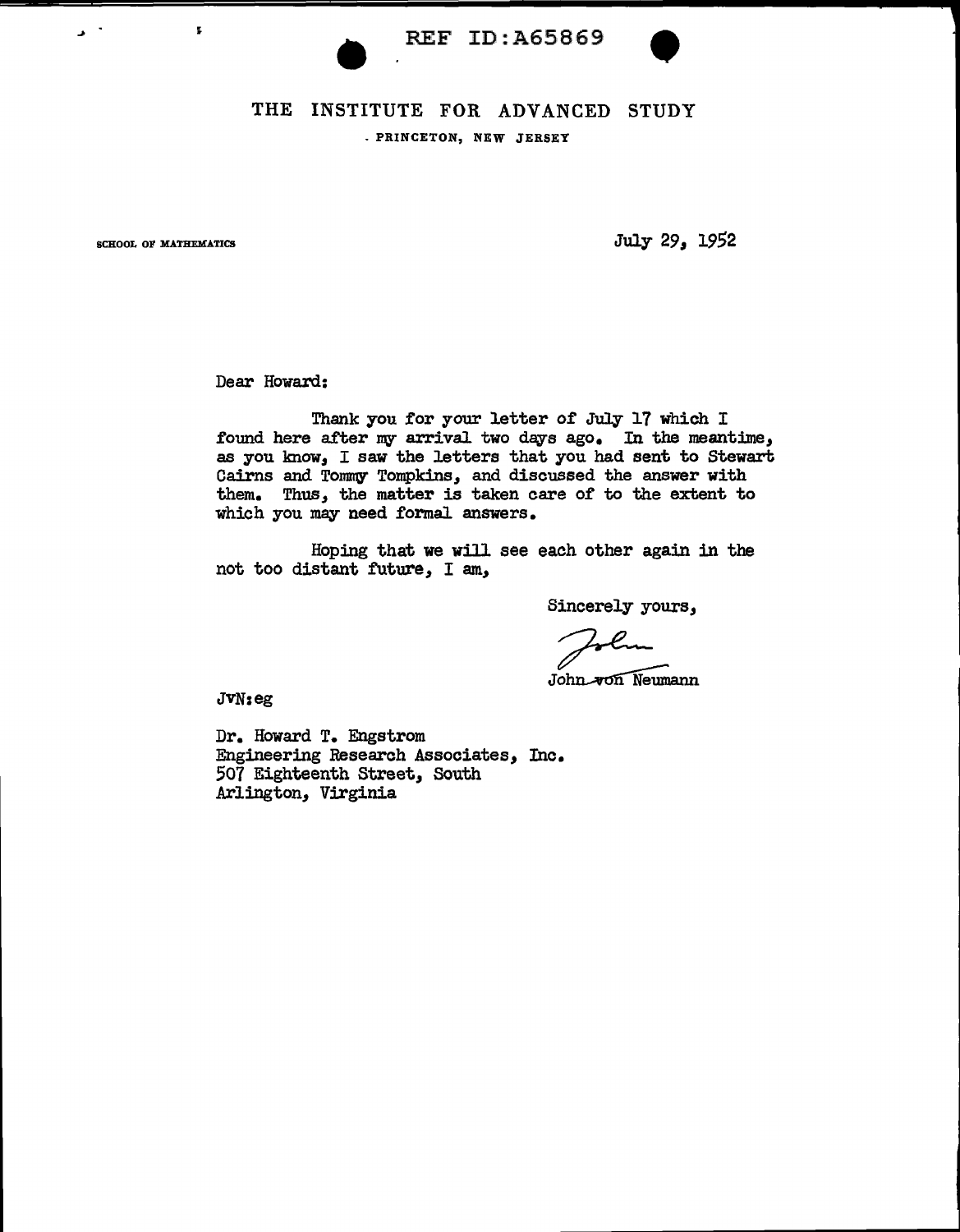# THE INSTITUTE FOR ADVANCED STUDY

PRINCETON, NEW JERSEY

SCHOOL OF MATHEMATICS

July 29, 1952

Dear Howard:

Thank you for your letter of July 17 which I found here after my arrival two days ago. In the meantime, as you know, I saw the letters that you had sent to Stewart Cairns and Tommy Tompkins, and discussed the answer with them. Thus, the matter is taken care of to the extent to which you may need formal answers.

Hoping that we will see each other again in the not too distant future, I am,

Sincerely yours,

John

John von Neumann

JvN:eg

Dr. Howard T. Engstrom
Engineering Research Associates, Inc.
507 Eighteenth Street, South
Arlington, Virginia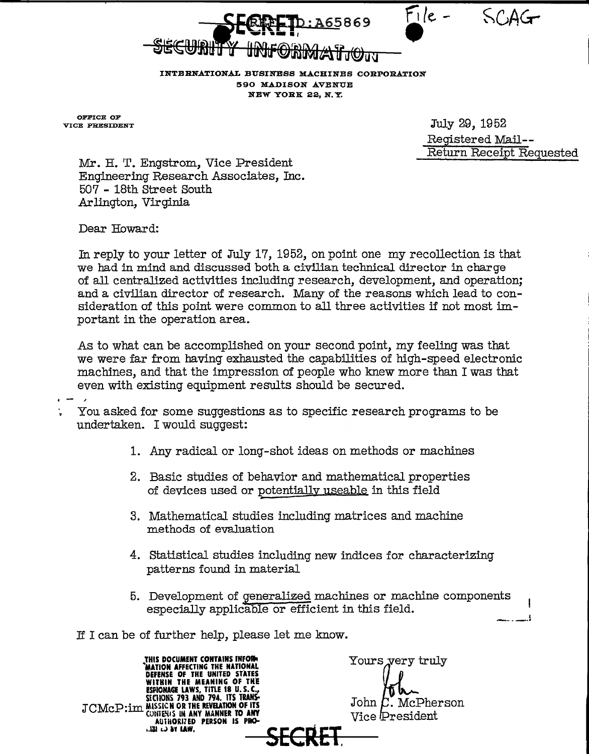SECRET REF ID:A65869

~~SECURITY INFORMATION~~

File - SCAG

INTERNATIONAL BUSINESS MACHINES CORPORATION
590 MADISON AVENUE
NEW YORK 22, N.Y.

OFFICE OF
VICE PRESIDENT

July 29, 1952
Registered Mail--
Return Receipt Requested

Mr. H. T. Engstrom, Vice President
Engineering Research Associates, Inc.
507 - 18th Street South
Arlington, Virginia

Dear Howard:

In reply to your letter of July 17, 1952, on point one my recollection is that we had in mind and discussed both a civilian technical director in charge of all centralized activities including research, development, and operation; and a civilian director of research. Many of the reasons which lead to consideration of this point were common to all three activities if not most important in the operation area.

As to what can be accomplished on your second point, my feeling was that we were far from having exhausted the capabilities of high-speed electronic machines, and that the impression of people who knew more than I was that even with existing equipment results should be secured.

You asked for some suggestions as to specific research programs to be undertaken. I would suggest:

1. Any radical or long-shot ideas on methods or machines
2. Basic studies of behavior and mathematical properties of devices used or potentially useable in this field
3. Mathematical studies including matrices and machine methods of evaluation
4. Statistical studies including new indices for characterizing patterns found in material
5. Development of generalized machines or machine components especially applicable or efficient in this field.

If I can be of further help, please let me know.

Yours very truly

John

John C. McPherson
Vice President

JCMcP:im

THIS DOCUMENT CONTAINS INFORMATION AFFECTING THE NATIONAL DEFENSE OF THE UNITED STATES WITHIN THE MEANING OF THE ESPIONAGE LAWS, TITLE 18 U.S.C., SECTIONS 793 AND 794. ITS TRANSMISSION OR THE REVELATION OF ITS CONTENTS IN ANY MANNER TO ANY AUTHORIZED PERSON IS PROHIBITED BY LAW.

SECRET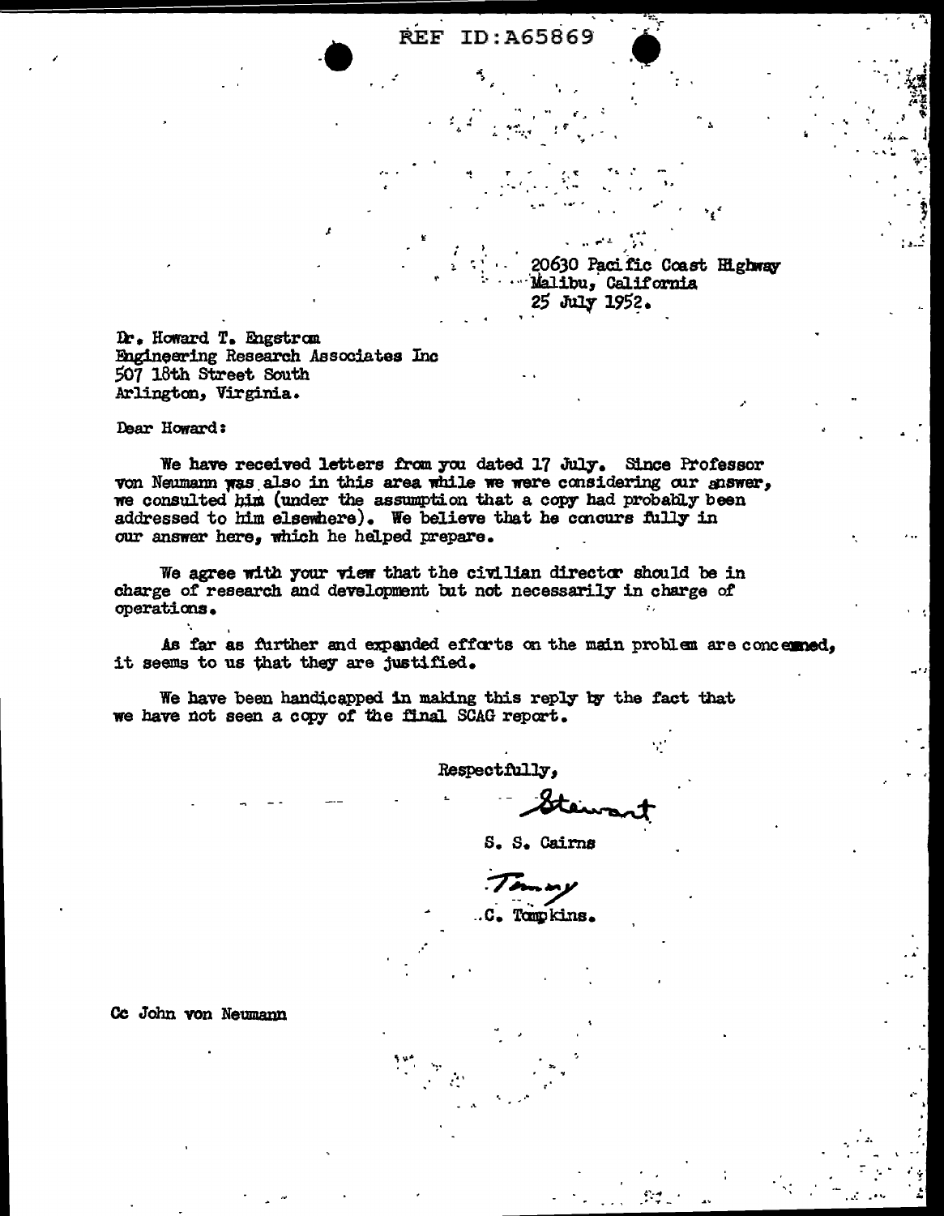REF ID:A65869

20630 Pacific Coast Highway
Malibu, California
25 July 1952.

Dr. Howard T. Engstrom
Engineering Research Associates Inc
507 18th Street South
Arlington, Virginia.

Dear Howard:

We have received letters from you dated 17 July. Since Professor von Neumann was also in this area while we were considering our answer, we consulted him (under the assumption that a copy had probably been addressed to him elsewhere). We believe that he concurs fully in our answer here, which he helped prepare.

We agree with your view that the civilian director should be in charge of research and development but not necessarily in charge of operations.

As far as further and expanded efforts on the main problem are concerned, it seems to us that they are justified.

We have been handicapped in making this reply by the fact that we have not seen a copy of the final SCAG report.

Respectfully,

Stewart

S. S. Cairns

Tommy

C. Tompkins.

Cc John von Neumann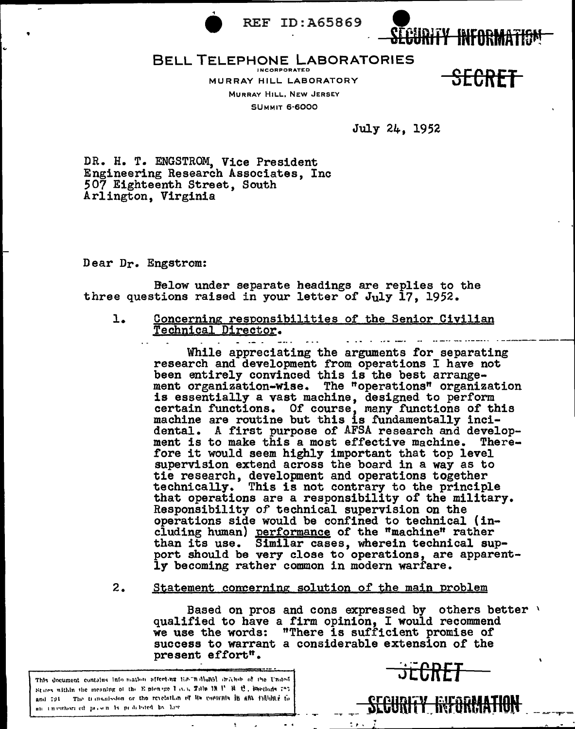REF ID:A65869

SECURITY INFORMATION

SECRET

**BELL TELEPHONE LABORATORIES**
INCORPORATED
MURRAY HILL LABORATORY
MURRAY HILL, NEW JERSEY
SUMMIT 6-6000

July 24, 1952

DR. H. T. ENGSTROM, Vice President
Engineering Research Associates, Inc
507 Eighteenth Street, South
Arlington, Virginia

Dear Dr. Engstrom:

Below under separate headings are replies to the three questions raised in your letter of July 17, 1952.

1. Concerning responsibilities of the Senior Civilian Technical Director.

While appreciating the arguments for separating research and development from operations I have not been entirely convinced this is the best arrangement organization-wise. The "operations" organization is essentially a vast machine, designed to perform certain functions. Of course, many functions of this machine are routine but this is fundamentally incidental. A first purpose of AFSA research and development is to make this a most effective machine. Therefore it would seem highly important that top level supervision extend across the board in a way as to tie research, development and operations together technically. This is not contrary to the principle that operations are a responsibility of the military. Responsibility of technical supervision on the operations side would be confined to technical (including human) performance of the "machine" rather than its use. Similar cases, wherein technical support should be very close to operations, are apparently becoming rather common in modern warfare.

2. Statement concerning solution of the main problem

Based on pros and cons expressed by others better qualified to have a firm opinion, I would recommend we use the words: "There is sufficient promise of success to warrant a considerable extension of the present effort".

This document contains information affecting the national defense of the United States within the meaning of the Espionage Laws, Title 18 U. S. C., Sections 793 and 794. The transmission or the revelation of its contents in any manner to an unauthorized person is prohibited by law.

SECRET

SECURITY INFORMATION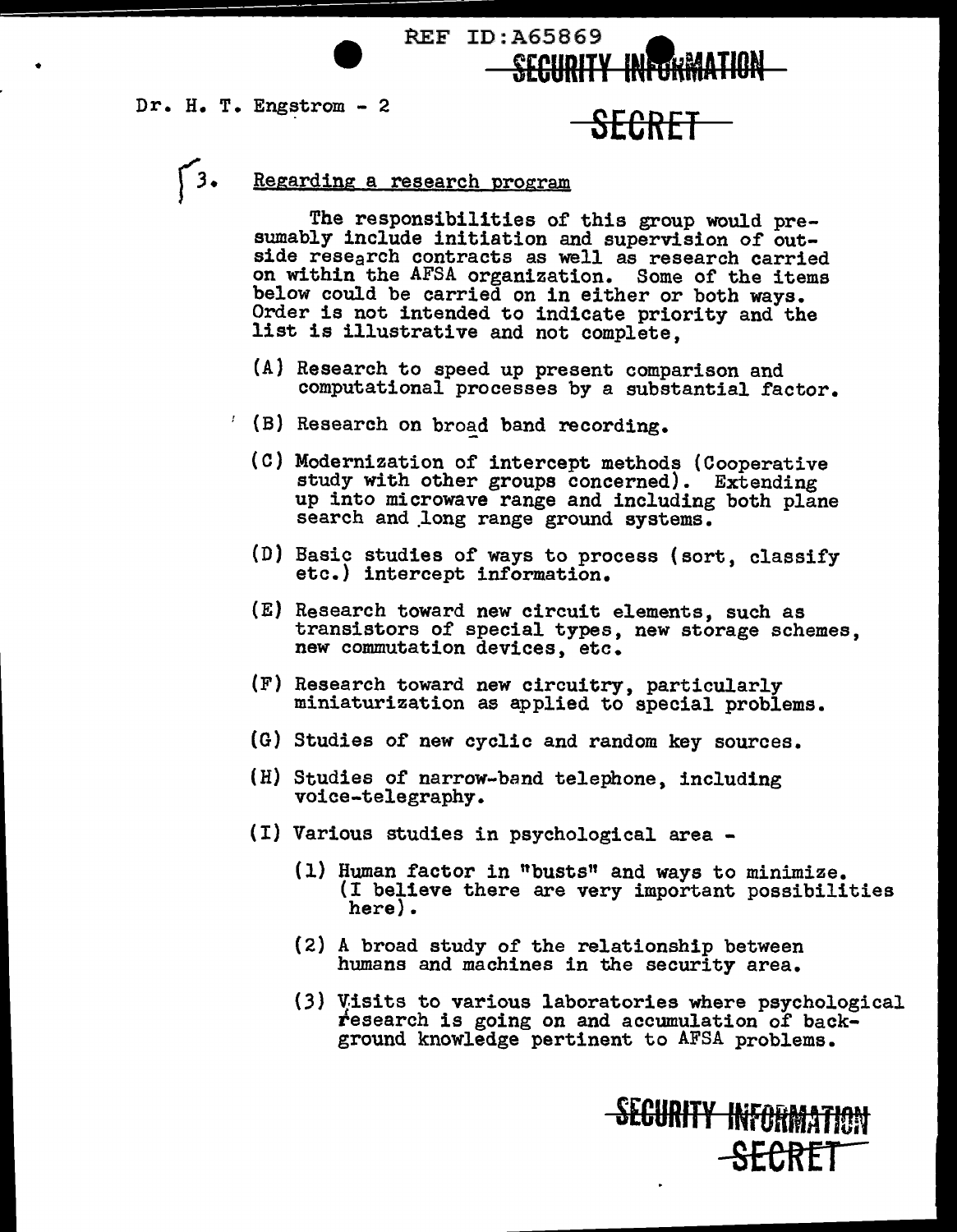Dr. H. T. Engstrom - 2

3. Regarding a research program

The responsibilities of this group would presumably include initiation and supervision of outside research contracts as well as research carried on within the AFSA organization. Some of the items below could be carried on in either or both ways. Order is not intended to indicate priority and the list is illustrative and not complete,

(A) Research to speed up present comparison and computational processes by a substantial factor.

(B) Research on broad band recording.

(C) Modernization of intercept methods (Cooperative study with other groups concerned). Extending up into microwave range and including both plane search and long range ground systems.

(D) Basic studies of ways to process (sort, classify etc.) intercept information.

(E) Research toward new circuit elements, such as transistors of special types, new storage schemes, new commutation devices, etc.

(F) Research toward new circuitry, particularly miniaturization as applied to special problems.

(G) Studies of new cyclic and random key sources.

(H) Studies of narrow-band telephone, including voice-telegraphy.

(I) Various studies in psychological area -

(1) Human factor in "busts" and ways to minimize. (I believe there are very important possibilities here).

(2) A broad study of the relationship between humans and machines in the security area.

(3) Visits to various laboratories where psychological research is going on and accumulation of background knowledge pertinent to AFSA problems.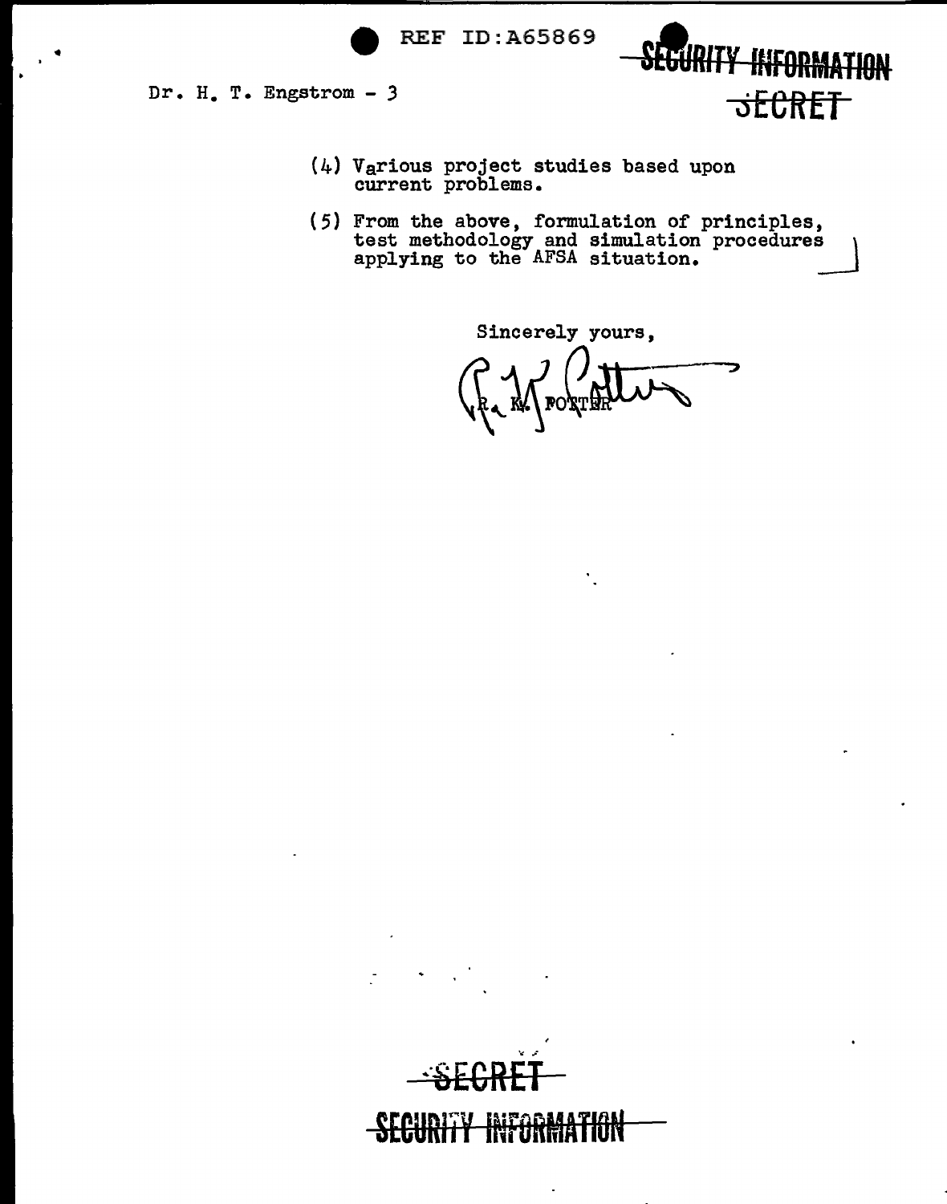(4) Various project studies based upon current problems.

(5) From the above, formulation of principles, test methodology and simulation procedures applying to the AFSA situation.

Sincerely yours,

R. K. POTTER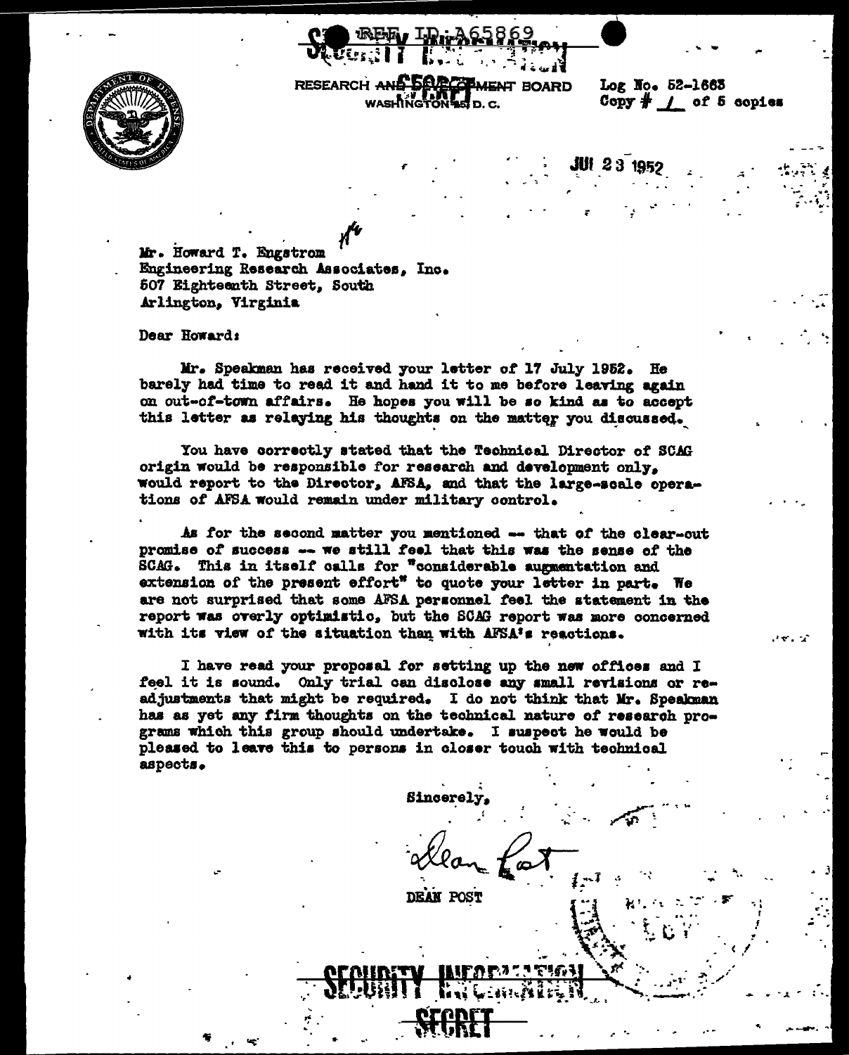REF ID:A65869

SECURITY INFORMATION

SECRET

RESEARCH AND DEVELOPMENT BOARD
WASHINGTON 25, D. C.

Log No. 52-1663
Copy # 1 of 5 copies

JUL 23 1952

Mr. Howard T. Engstrom
Engineering Research Associates, Inc.
507 Eighteenth Street, South
Arlington, Virginia

Dear Howard:

Mr. Speakman has received your letter of 17 July 1952. He barely had time to read it and hand it to me before leaving again on out-of-town affairs. He hopes you will be so kind as to accept this letter as relaying his thoughts on the matter you discussed.

You have correctly stated that the Technical Director of SCAG origin would be responsible for research and development only, would report to the Director, AFSA, and that the large-scale operations of AFSA would remain under military control.

As for the second matter you mentioned -- that of the clear-cut promise of success -- we still feel that this was the sense of the SCAG. This in itself calls for "considerable augmentation and extension of the present effort" to quote your letter in part. We are not surprised that some AFSA personnel feel the statement in the report was overly optimistic, but the SCAG report was more concerned with its view of the situation than with AFSA's reactions.

I have read your proposal for setting up the new offices and I feel it is sound. Only trial can disclose any small revisions or readjustments that might be required. I do not think that Mr. Speakman has as yet any firm thoughts on the technical nature of research programs which this group should undertake. I suspect he would be pleased to leave this to persons in closer touch with technical aspects.

Sincerely,

Dean Post

DEAN POST

SECURITY INFORMATION

SECRET